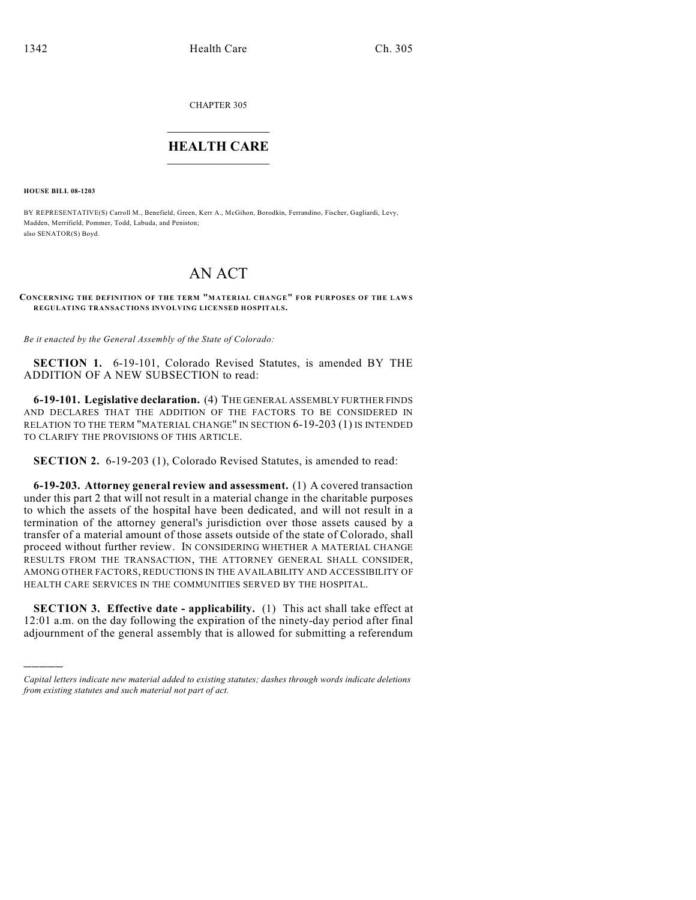CHAPTER 305

# HEALTH CARE

**HOUSE BILL 08-1203**

BY REPRESENTATIVE(S) Carroll M., Benefield, Green, Kerr A., McGihon, Borodkin, Ferrandino, Fischer, Gagliardi, Levy, Madden, Merrifield, Pommer, Todd, Labuda, and Peniston;
also SENATOR(S) Boyd.

# AN ACT

**CONCERNING THE DEFINITION OF THE TERM "MATERIAL CHANGE" FOR PURPOSES OF THE LAWS REGULATING TRANSACTIONS INVOLVING LICENSED HOSPITALS.**

*Be it enacted by the General Assembly of the State of Colorado:*

**SECTION 1.** 6-19-101, Colorado Revised Statutes, is amended BY THE ADDITION OF A NEW SUBSECTION to read:

**6-19-101. Legislative declaration.** (4) THE GENERAL ASSEMBLY FURTHER FINDS AND DECLARES THAT THE ADDITION OF THE FACTORS TO BE CONSIDERED IN RELATION TO THE TERM "MATERIAL CHANGE" IN SECTION 6-19-203 (1) IS INTENDED TO CLARIFY THE PROVISIONS OF THIS ARTICLE.

**SECTION 2.** 6-19-203 (1), Colorado Revised Statutes, is amended to read:

**6-19-203. Attorney general review and assessment.** (1) A covered transaction under this part 2 that will not result in a material change in the charitable purposes to which the assets of the hospital have been dedicated, and will not result in a termination of the attorney general's jurisdiction over those assets caused by a transfer of a material amount of those assets outside of the state of Colorado, shall proceed without further review. IN CONSIDERING WHETHER A MATERIAL CHANGE RESULTS FROM THE TRANSACTION, THE ATTORNEY GENERAL SHALL CONSIDER, AMONG OTHER FACTORS, REDUCTIONS IN THE AVAILABILITY AND ACCESSIBILITY OF HEALTH CARE SERVICES IN THE COMMUNITIES SERVED BY THE HOSPITAL.

**SECTION 3. Effective date - applicability.** (1) This act shall take effect at 12:01 a.m. on the day following the expiration of the ninety-day period after final adjournment of the general assembly that is allowed for submitting a referendum

---

*Capital letters indicate new material added to existing statutes; dashes through words indicate deletions from existing statutes and such material not part of act.*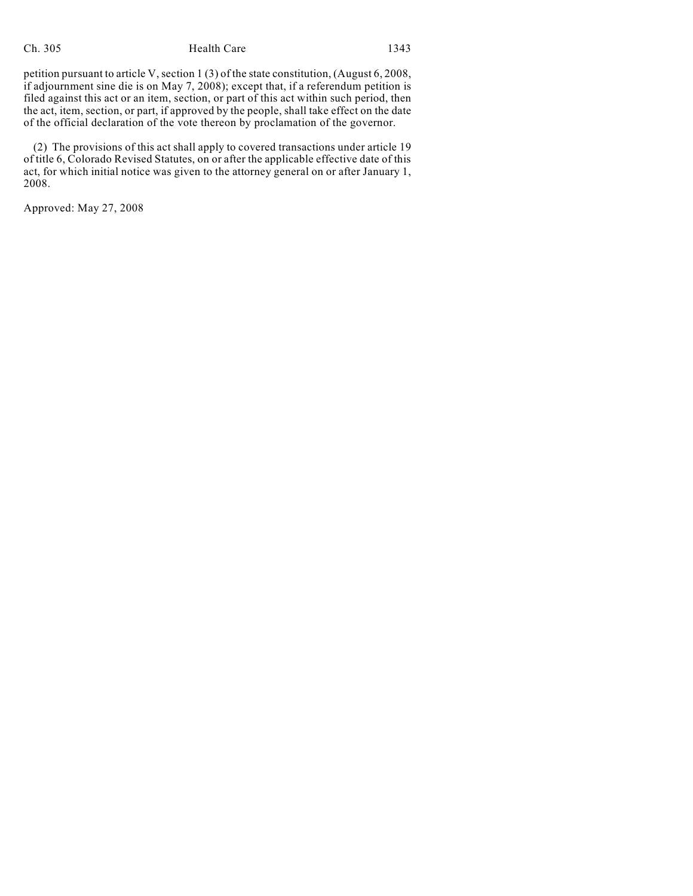petition pursuant to article V, section 1 (3) of the state constitution, (August 6, 2008, if adjournment sine die is on May 7, 2008); except that, if a referendum petition is filed against this act or an item, section, or part of this act within such period, then the act, item, section, or part, if approved by the people, shall take effect on the date of the official declaration of the vote thereon by proclamation of the governor.

(2) The provisions of this act shall apply to covered transactions under article 19 of title 6, Colorado Revised Statutes, on or after the applicable effective date of this act, for which initial notice was given to the attorney general on or after January 1, 2008.

Approved: May 27, 2008